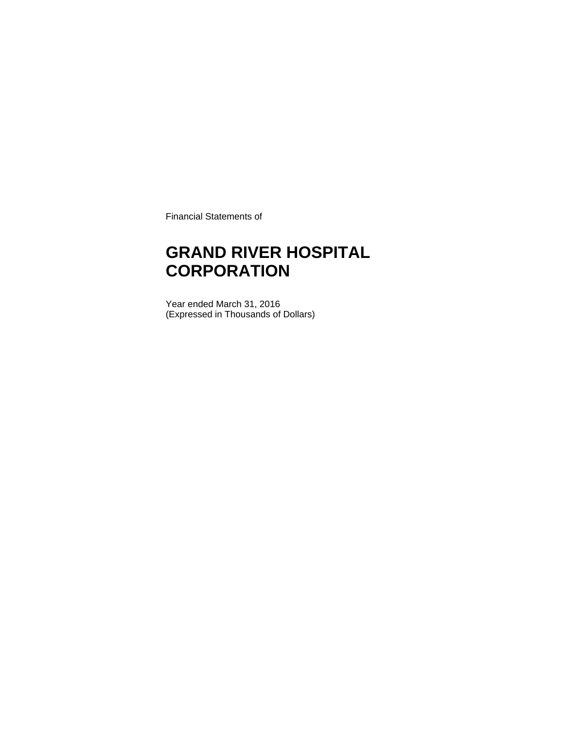Financial Statements of

# GRAND RIVER HOSPITAL CORPORATION

Year ended March 31, 2016
(Expressed in Thousands of Dollars)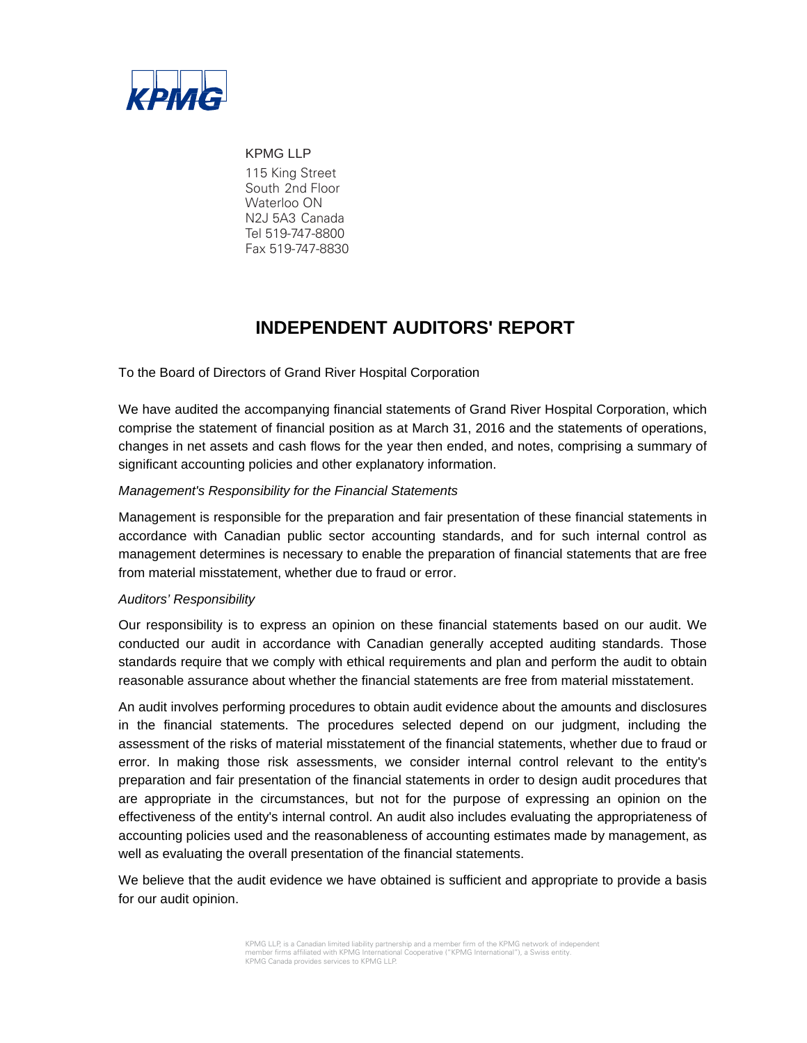KPMG LLP
115 King Street
South 2nd Floor
Waterloo ON
N2J 5A3 Canada
Tel 519-747-8800
Fax 519-747-8830

# INDEPENDENT AUDITORS' REPORT

To the Board of Directors of Grand River Hospital Corporation

We have audited the accompanying financial statements of Grand River Hospital Corporation, which comprise the statement of financial position as at March 31, 2016 and the statements of operations, changes in net assets and cash flows for the year then ended, and notes, comprising a summary of significant accounting policies and other explanatory information.

*Management's Responsibility for the Financial Statements*

Management is responsible for the preparation and fair presentation of these financial statements in accordance with Canadian public sector accounting standards, and for such internal control as management determines is necessary to enable the preparation of financial statements that are free from material misstatement, whether due to fraud or error.

*Auditors' Responsibility*

Our responsibility is to express an opinion on these financial statements based on our audit. We conducted our audit in accordance with Canadian generally accepted auditing standards. Those standards require that we comply with ethical requirements and plan and perform the audit to obtain reasonable assurance about whether the financial statements are free from material misstatement.

An audit involves performing procedures to obtain audit evidence about the amounts and disclosures in the financial statements. The procedures selected depend on our judgment, including the assessment of the risks of material misstatement of the financial statements, whether due to fraud or error. In making those risk assessments, we consider internal control relevant to the entity's preparation and fair presentation of the financial statements in order to design audit procedures that are appropriate in the circumstances, but not for the purpose of expressing an opinion on the effectiveness of the entity's internal control. An audit also includes evaluating the appropriateness of accounting policies used and the reasonableness of accounting estimates made by management, as well as evaluating the overall presentation of the financial statements.

We believe that the audit evidence we have obtained is sufficient and appropriate to provide a basis for our audit opinion.

KPMG LLP, is a Canadian limited liability partnership and a member firm of the KPMG network of independent member firms affiliated with KPMG International Cooperative ("KPMG International"), a Swiss entity. KPMG Canada provides services to KPMG LLP.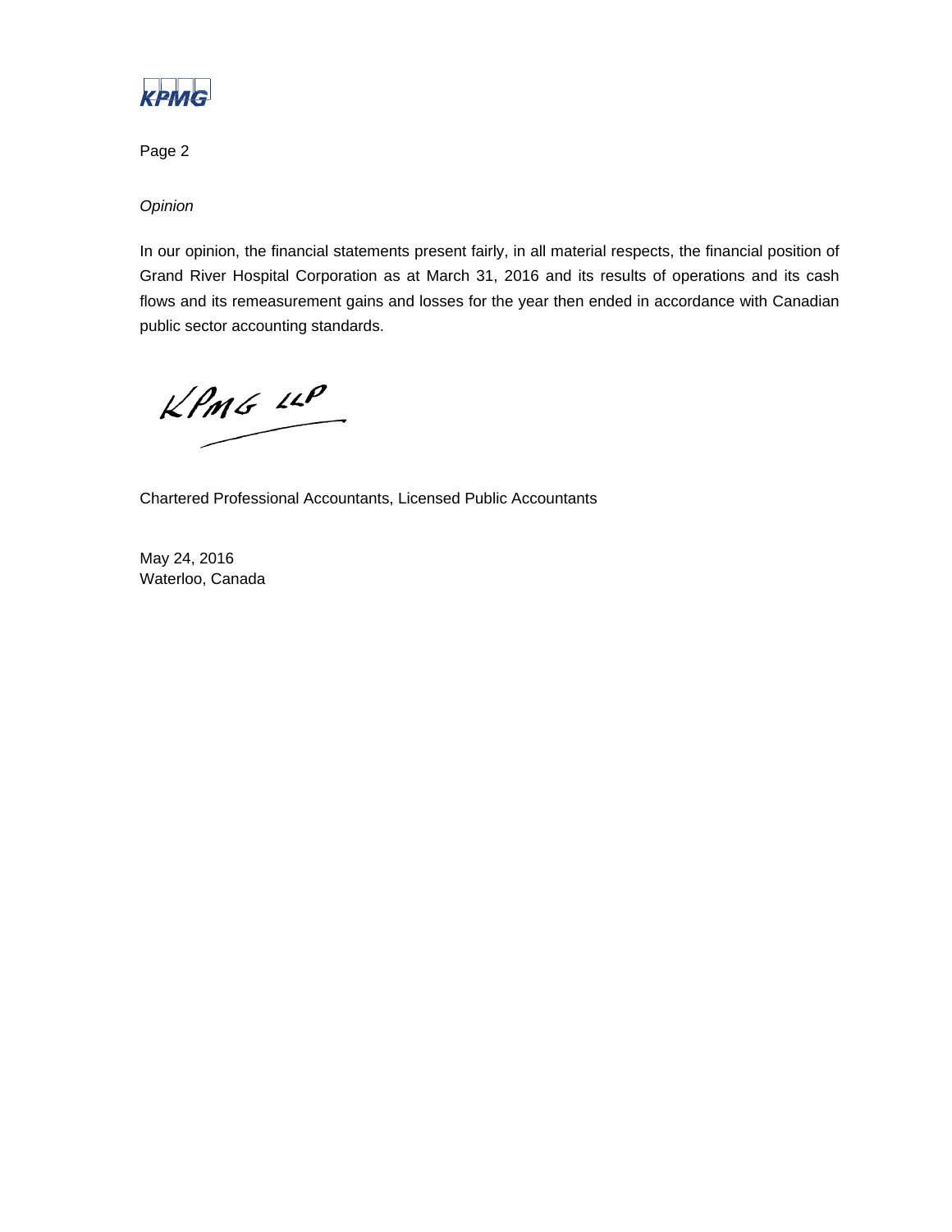*Opinion*

In our opinion, the financial statements present fairly, in all material respects, the financial position of Grand River Hospital Corporation as at March 31, 2016 and its results of operations and its cash flows and its remeasurement gains and losses for the year then ended in accordance with Canadian public sector accounting standards.

KPMG LLP

Chartered Professional Accountants, Licensed Public Accountants

May 24, 2016
Waterloo, Canada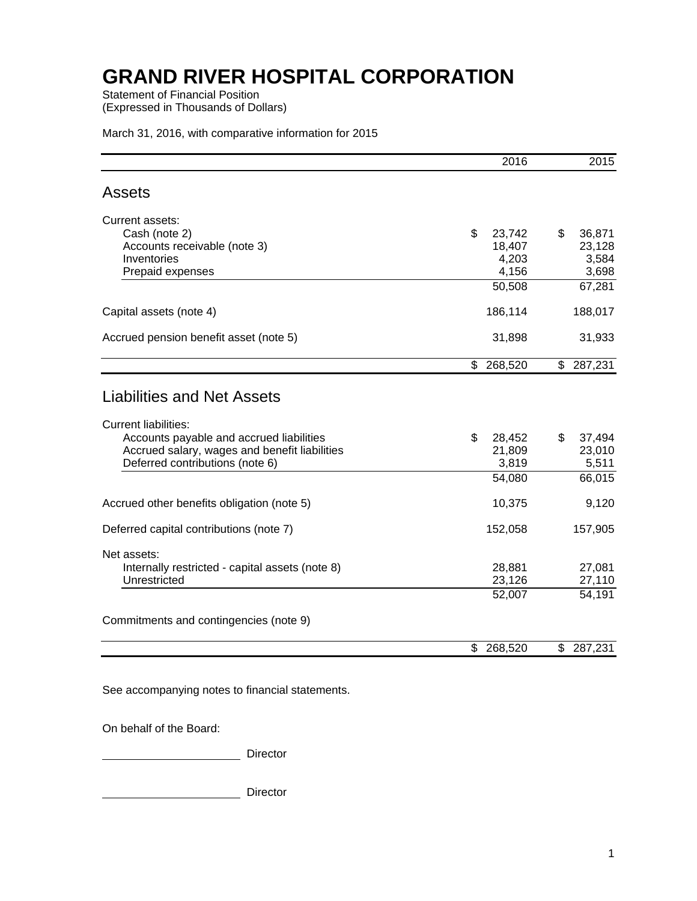# GRAND RIVER HOSPITAL CORPORATION

Statement of Financial Position
(Expressed in Thousands of Dollars)

March 31, 2016, with comparative information for 2015

| | 2016 | 2015 |
|---|---|---|
| **Assets** | | |
| Current assets: | | |
| Cash (note 2) | $ 23,742 | $ 36,871 |
| Accounts receivable (note 3) | 18,407 | 23,128 |
| Inventories | 4,203 | 3,584 |
| Prepaid expenses | 4,156 | 3,698 |
| | 50,508 | 67,281 |
| Capital assets (note 4) | 186,114 | 188,017 |
| Accrued pension benefit asset (note 5) | 31,898 | 31,933 |
| | $ 268,520 | $ 287,231 |
| **Liabilities and Net Assets** | | |
| Current liabilities: | | |
| Accounts payable and accrued liabilities | $ 28,452 | $ 37,494 |
| Accrued salary, wages and benefit liabilities | 21,809 | 23,010 |
| Deferred contributions (note 6) | 3,819 | 5,511 |
| | 54,080 | 66,015 |
| Accrued other benefits obligation (note 5) | 10,375 | 9,120 |
| Deferred capital contributions (note 7) | 152,058 | 157,905 |
| Net assets: | | |
| Internally restricted - capital assets (note 8) | 28,881 | 27,081 |
| Unrestricted | 23,126 | 27,110 |
| | 52,007 | 54,191 |
| Commitments and contingencies (note 9) | | |
| | $ 268,520 | $ 287,231 |

See accompanying notes to financial statements.

On behalf of the Board:

\_\_\_\_\_\_\_\_\_\_\_\_\_\_\_\_\_\_\_\_ Director

\_\_\_\_\_\_\_\_\_\_\_\_\_\_\_\_\_\_\_\_ Director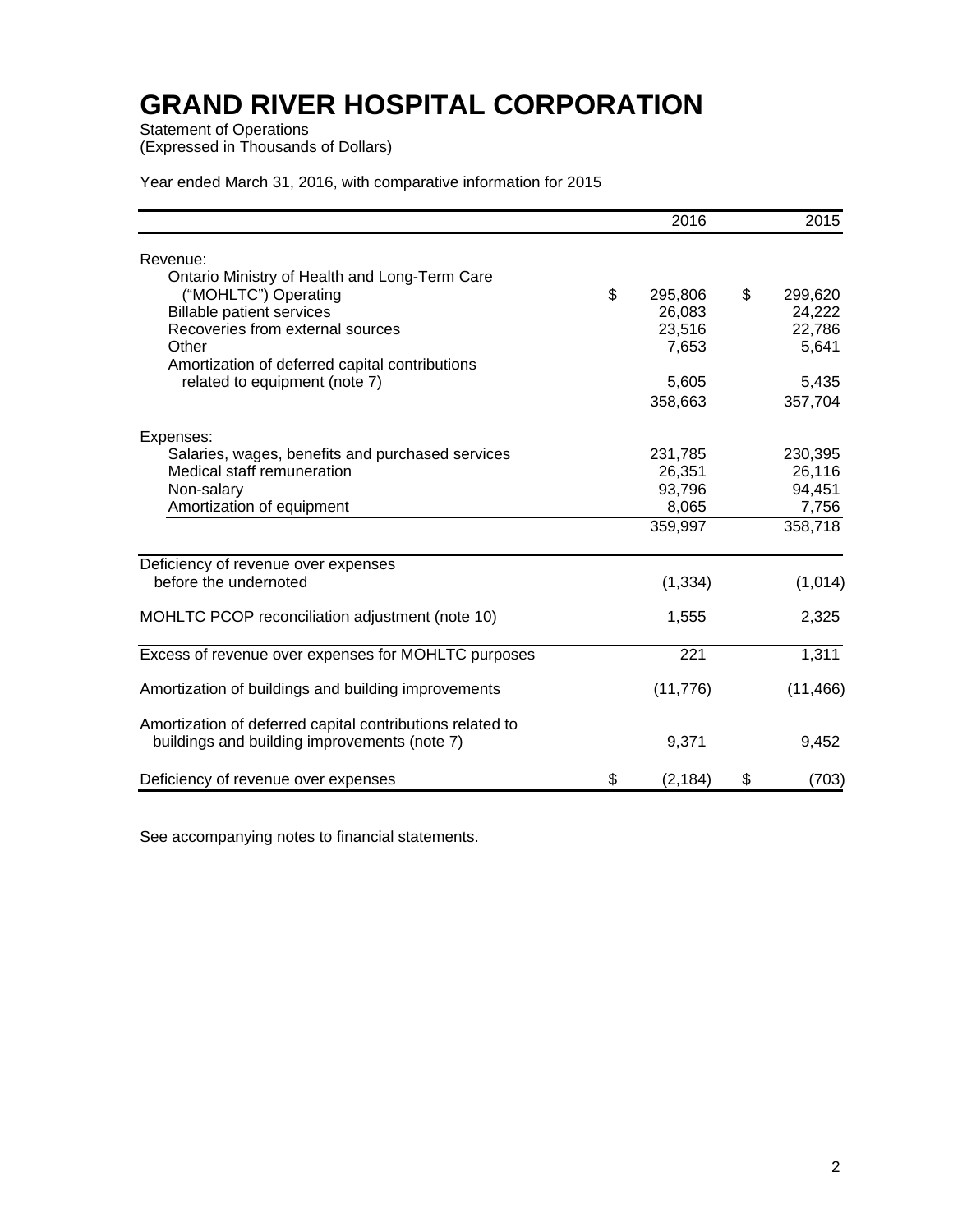# GRAND RIVER HOSPITAL CORPORATION

Statement of Operations
(Expressed in Thousands of Dollars)

Year ended March 31, 2016, with comparative information for 2015

| | 2016 | 2015 |
|---|---|---|
| Revenue: | | |
| Ontario Ministry of Health and Long-Term Care ("MOHLTC") Operating | $ 295,806 | $ 299,620 |
| Billable patient services | 26,083 | 24,222 |
| Recoveries from external sources | 23,516 | 22,786 |
| Other | 7,653 | 5,641 |
| Amortization of deferred capital contributions related to equipment (note 7) | 5,605 | 5,435 |
| | 358,663 | 357,704 |
| Expenses: | | |
| Salaries, wages, benefits and purchased services | 231,785 | 230,395 |
| Medical staff remuneration | 26,351 | 26,116 |
| Non-salary | 93,796 | 94,451 |
| Amortization of equipment | 8,065 | 7,756 |
| | 359,997 | 358,718 |
| Deficiency of revenue over expenses before the undernoted | (1,334) | (1,014) |
| MOHLTC PCOP reconciliation adjustment (note 10) | 1,555 | 2,325 |
| Excess of revenue over expenses for MOHLTC purposes | 221 | 1,311 |
| Amortization of buildings and building improvements | (11,776) | (11,466) |
| Amortization of deferred capital contributions related to buildings and building improvements (note 7) | 9,371 | 9,452 |
| Deficiency of revenue over expenses | $ (2,184) | $ (703) |

See accompanying notes to financial statements.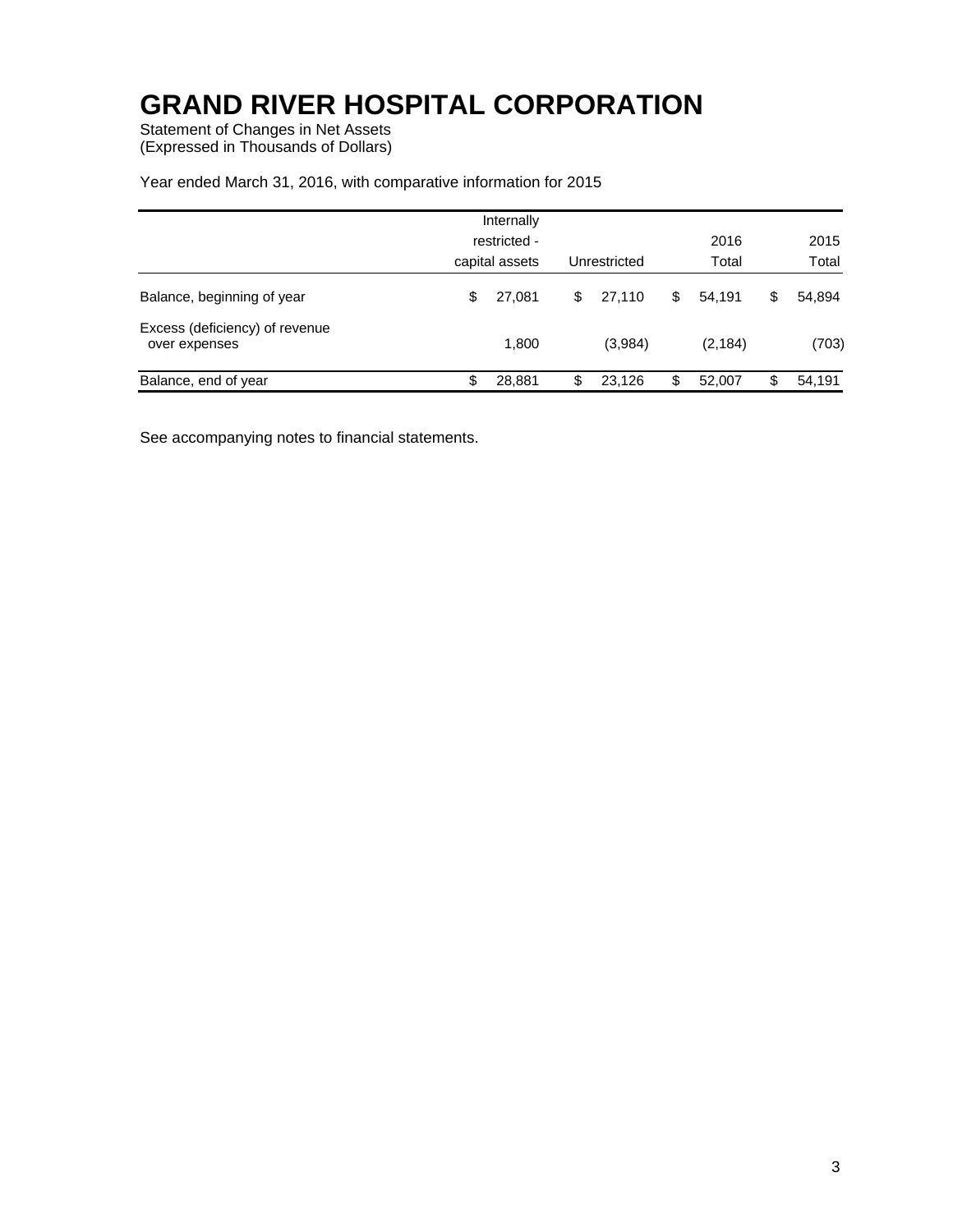# GRAND RIVER HOSPITAL CORPORATION

Statement of Changes in Net Assets
(Expressed in Thousands of Dollars)

Year ended March 31, 2016, with comparative information for 2015

| | Internally restricted - capital assets | Unrestricted | 2016 Total | 2015 Total |
|---|---|---|---|---|
| Balance, beginning of year | $ 27,081 | $ 27,110 | $ 54,191 | $ 54,894 |
| Excess (deficiency) of revenue over expenses | 1,800 | (3,984) | (2,184) | (703) |
| Balance, end of year | $ 28,881 | $ 23,126 | $ 52,007 | $ 54,191 |

See accompanying notes to financial statements.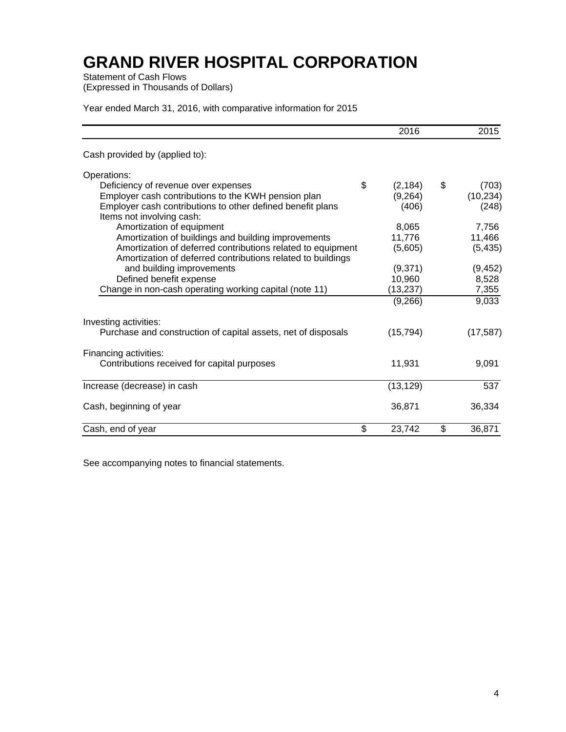# GRAND RIVER HOSPITAL CORPORATION

Statement of Cash Flows
(Expressed in Thousands of Dollars)

Year ended March 31, 2016, with comparative information for 2015

| | 2016 | 2015 |
|---|---|---|
| Cash provided by (applied to): | | |
| Operations: | | |
| Deficiency of revenue over expenses | $ (2,184) | $ (703) |
| Employer cash contributions to the KWH pension plan | (9,264) | (10,234) |
| Employer cash contributions to other defined benefit plans | (406) | (248) |
| Items not involving cash: | | |
| Amortization of equipment | 8,065 | 7,756 |
| Amortization of buildings and building improvements | 11,776 | 11,466 |
| Amortization of deferred contributions related to equipment | (5,605) | (5,435) |
| Amortization of deferred contributions related to buildings and building improvements | (9,371) | (9,452) |
| Defined benefit expense | 10,960 | 8,528 |
| Change in non-cash operating working capital (note 11) | (13,237) | 7,355 |
| | (9,266) | 9,033 |
| Investing activities: | | |
| Purchase and construction of capital assets, net of disposals | (15,794) | (17,587) |
| Financing activities: | | |
| Contributions received for capital purposes | 11,931 | 9,091 |
| Increase (decrease) in cash | (13,129) | 537 |
| Cash, beginning of year | 36,871 | 36,334 |
| Cash, end of year | $ 23,742 | $ 36,871 |

See accompanying notes to financial statements.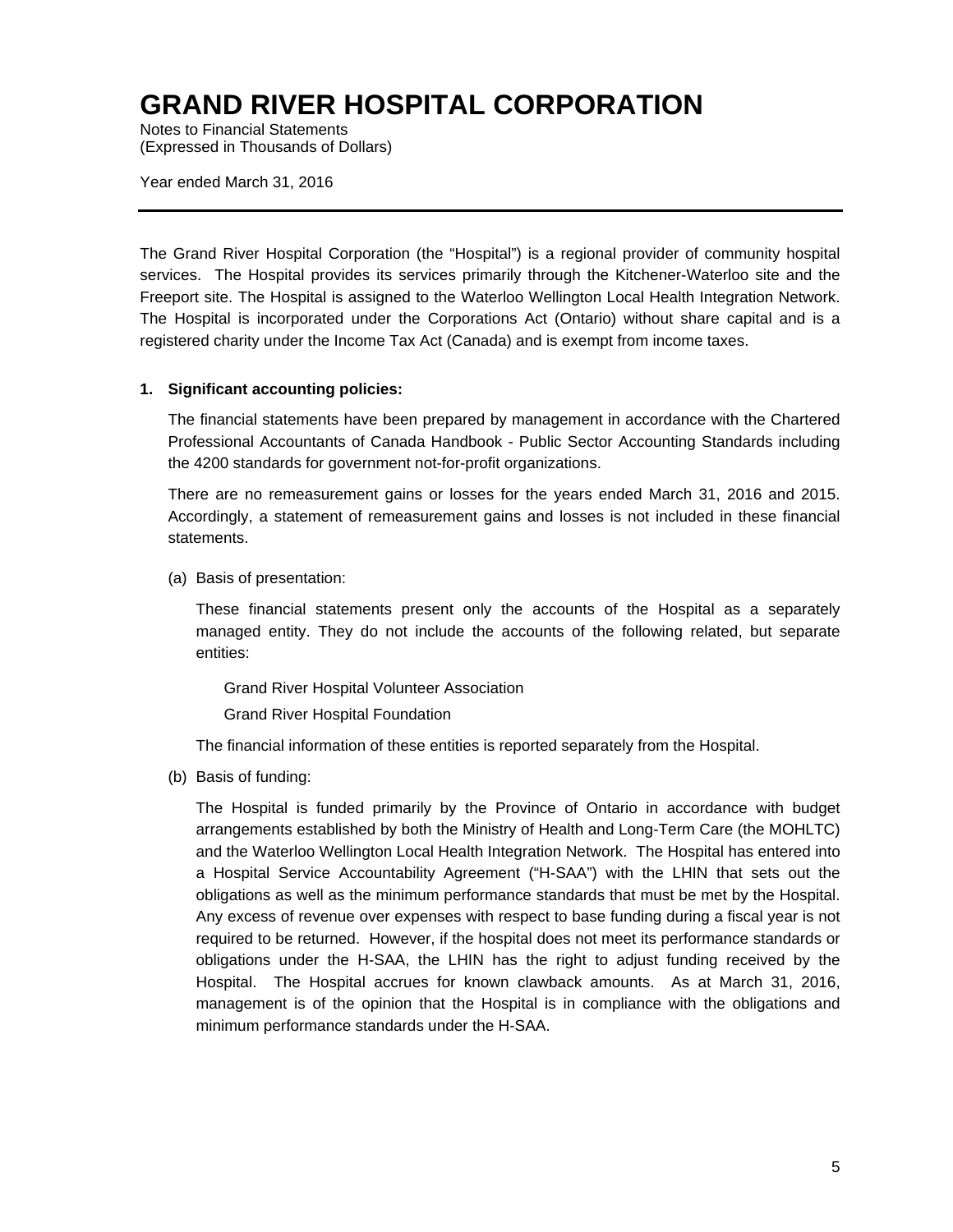# GRAND RIVER HOSPITAL CORPORATION

Notes to Financial Statements
(Expressed in Thousands of Dollars)

Year ended March 31, 2016

---

The Grand River Hospital Corporation (the "Hospital") is a regional provider of community hospital services. The Hospital provides its services primarily through the Kitchener-Waterloo site and the Freeport site. The Hospital is assigned to the Waterloo Wellington Local Health Integration Network. The Hospital is incorporated under the Corporations Act (Ontario) without share capital and is a registered charity under the Income Tax Act (Canada) and is exempt from income taxes.

**1. Significant accounting policies:**

The financial statements have been prepared by management in accordance with the Chartered Professional Accountants of Canada Handbook - Public Sector Accounting Standards including the 4200 standards for government not-for-profit organizations.

There are no remeasurement gains or losses for the years ended March 31, 2016 and 2015. Accordingly, a statement of remeasurement gains and losses is not included in these financial statements.

(a) Basis of presentation:

These financial statements present only the accounts of the Hospital as a separately managed entity. They do not include the accounts of the following related, but separate entities:

Grand River Hospital Volunteer Association

Grand River Hospital Foundation

The financial information of these entities is reported separately from the Hospital.

(b) Basis of funding:

The Hospital is funded primarily by the Province of Ontario in accordance with budget arrangements established by both the Ministry of Health and Long-Term Care (the MOHLTC) and the Waterloo Wellington Local Health Integration Network. The Hospital has entered into a Hospital Service Accountability Agreement ("H-SAA") with the LHIN that sets out the obligations as well as the minimum performance standards that must be met by the Hospital. Any excess of revenue over expenses with respect to base funding during a fiscal year is not required to be returned. However, if the hospital does not meet its performance standards or obligations under the H-SAA, the LHIN has the right to adjust funding received by the Hospital. The Hospital accrues for known clawback amounts. As at March 31, 2016, management is of the opinion that the Hospital is in compliance with the obligations and minimum performance standards under the H-SAA.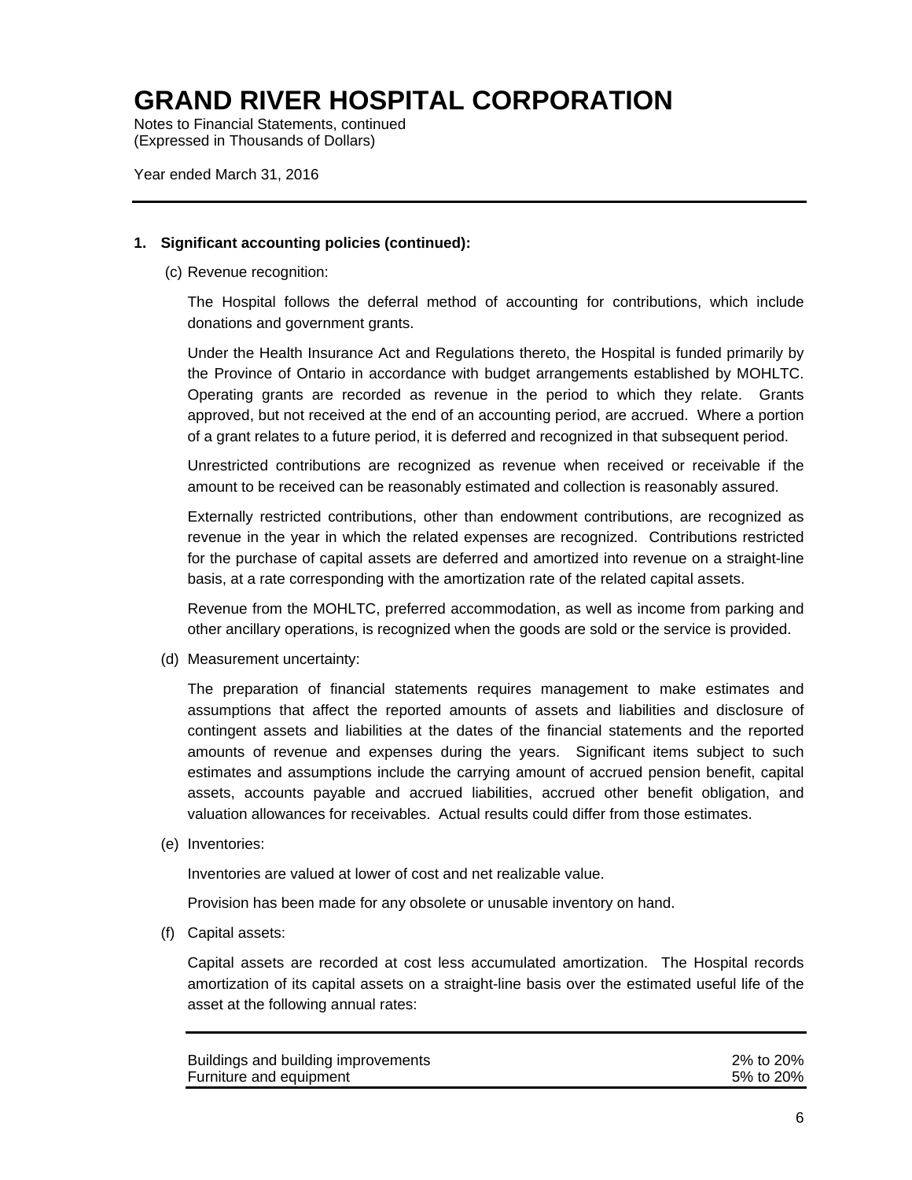# GRAND RIVER HOSPITAL CORPORATION

Notes to Financial Statements, continued
(Expressed in Thousands of Dollars)

Year ended March 31, 2016

**1. Significant accounting policies (continued):**

(c) Revenue recognition:

The Hospital follows the deferral method of accounting for contributions, which include donations and government grants.

Under the Health Insurance Act and Regulations thereto, the Hospital is funded primarily by the Province of Ontario in accordance with budget arrangements established by MOHLTC. Operating grants are recorded as revenue in the period to which they relate. Grants approved, but not received at the end of an accounting period, are accrued. Where a portion of a grant relates to a future period, it is deferred and recognized in that subsequent period.

Unrestricted contributions are recognized as revenue when received or receivable if the amount to be received can be reasonably estimated and collection is reasonably assured.

Externally restricted contributions, other than endowment contributions, are recognized as revenue in the year in which the related expenses are recognized. Contributions restricted for the purchase of capital assets are deferred and amortized into revenue on a straight-line basis, at a rate corresponding with the amortization rate of the related capital assets.

Revenue from the MOHLTC, preferred accommodation, as well as income from parking and other ancillary operations, is recognized when the goods are sold or the service is provided.

(d) Measurement uncertainty:

The preparation of financial statements requires management to make estimates and assumptions that affect the reported amounts of assets and liabilities and disclosure of contingent assets and liabilities at the dates of the financial statements and the reported amounts of revenue and expenses during the years. Significant items subject to such estimates and assumptions include the carrying amount of accrued pension benefit, capital assets, accounts payable and accrued liabilities, accrued other benefit obligation, and valuation allowances for receivables. Actual results could differ from those estimates.

(e) Inventories:

Inventories are valued at lower of cost and net realizable value.

Provision has been made for any obsolete or unusable inventory on hand.

(f) Capital assets:

Capital assets are recorded at cost less accumulated amortization. The Hospital records amortization of its capital assets on a straight-line basis over the estimated useful life of the asset at the following annual rates:

| | |
|---|---|
| Buildings and building improvements | 2% to 20% |
| Furniture and equipment | 5% to 20% |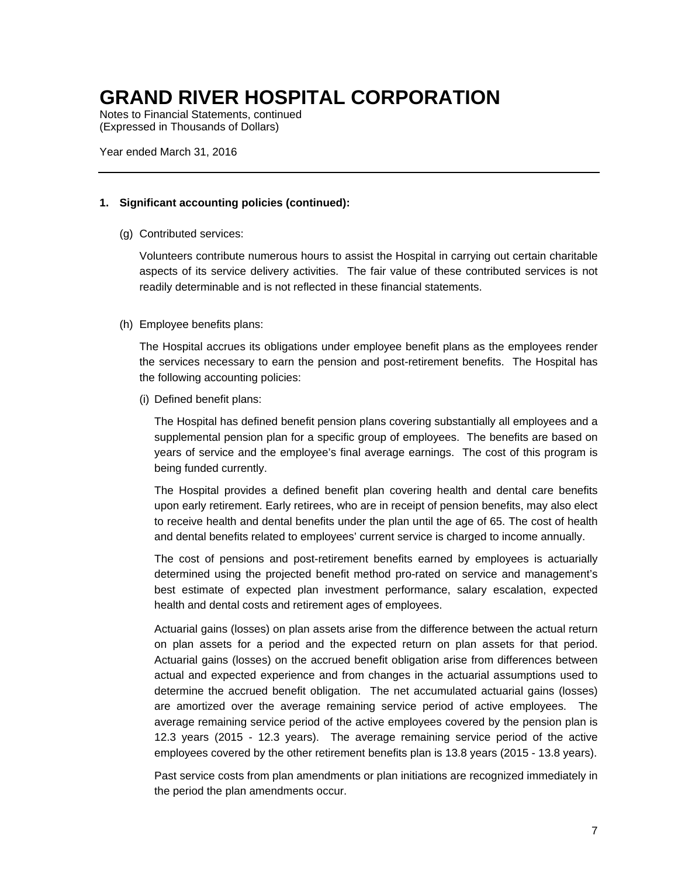# GRAND RIVER HOSPITAL CORPORATION

Notes to Financial Statements, continued
(Expressed in Thousands of Dollars)

Year ended March 31, 2016

---

**1. Significant accounting policies (continued):**

(g) Contributed services:

Volunteers contribute numerous hours to assist the Hospital in carrying out certain charitable aspects of its service delivery activities. The fair value of these contributed services is not readily determinable and is not reflected in these financial statements.

(h) Employee benefits plans:

The Hospital accrues its obligations under employee benefit plans as the employees render the services necessary to earn the pension and post-retirement benefits. The Hospital has the following accounting policies:

(i) Defined benefit plans:

The Hospital has defined benefit pension plans covering substantially all employees and a supplemental pension plan for a specific group of employees. The benefits are based on years of service and the employee's final average earnings. The cost of this program is being funded currently.

The Hospital provides a defined benefit plan covering health and dental care benefits upon early retirement. Early retirees, who are in receipt of pension benefits, may also elect to receive health and dental benefits under the plan until the age of 65. The cost of health and dental benefits related to employees' current service is charged to income annually.

The cost of pensions and post-retirement benefits earned by employees is actuarially determined using the projected benefit method pro-rated on service and management's best estimate of expected plan investment performance, salary escalation, expected health and dental costs and retirement ages of employees.

Actuarial gains (losses) on plan assets arise from the difference between the actual return on plan assets for a period and the expected return on plan assets for that period. Actuarial gains (losses) on the accrued benefit obligation arise from differences between actual and expected experience and from changes in the actuarial assumptions used to determine the accrued benefit obligation. The net accumulated actuarial gains (losses) are amortized over the average remaining service period of active employees. The average remaining service period of the active employees covered by the pension plan is 12.3 years (2015 - 12.3 years). The average remaining service period of the active employees covered by the other retirement benefits plan is 13.8 years (2015 - 13.8 years).

Past service costs from plan amendments or plan initiations are recognized immediately in the period the plan amendments occur.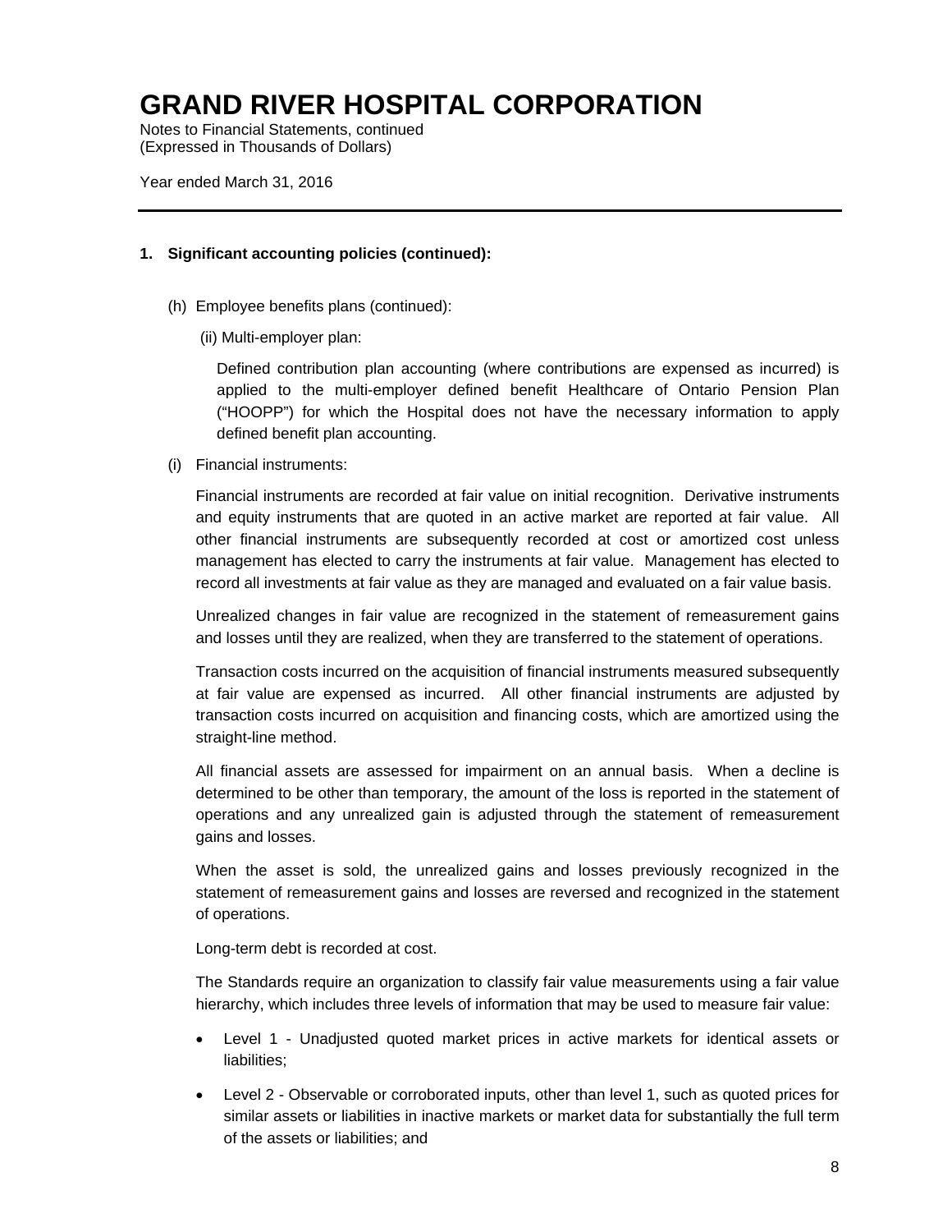# GRAND RIVER HOSPITAL CORPORATION

Notes to Financial Statements, continued
(Expressed in Thousands of Dollars)

Year ended March 31, 2016

---

**1. Significant accounting policies (continued):**

(h) Employee benefits plans (continued):

(ii) Multi-employer plan:

Defined contribution plan accounting (where contributions are expensed as incurred) is applied to the multi-employer defined benefit Healthcare of Ontario Pension Plan ("HOOPP") for which the Hospital does not have the necessary information to apply defined benefit plan accounting.

(i) Financial instruments:

Financial instruments are recorded at fair value on initial recognition. Derivative instruments and equity instruments that are quoted in an active market are reported at fair value. All other financial instruments are subsequently recorded at cost or amortized cost unless management has elected to carry the instruments at fair value. Management has elected to record all investments at fair value as they are managed and evaluated on a fair value basis.

Unrealized changes in fair value are recognized in the statement of remeasurement gains and losses until they are realized, when they are transferred to the statement of operations.

Transaction costs incurred on the acquisition of financial instruments measured subsequently at fair value are expensed as incurred. All other financial instruments are adjusted by transaction costs incurred on acquisition and financing costs, which are amortized using the straight-line method.

All financial assets are assessed for impairment on an annual basis. When a decline is determined to be other than temporary, the amount of the loss is reported in the statement of operations and any unrealized gain is adjusted through the statement of remeasurement gains and losses.

When the asset is sold, the unrealized gains and losses previously recognized in the statement of remeasurement gains and losses are reversed and recognized in the statement of operations.

Long-term debt is recorded at cost.

The Standards require an organization to classify fair value measurements using a fair value hierarchy, which includes three levels of information that may be used to measure fair value:

- Level 1 - Unadjusted quoted market prices in active markets for identical assets or liabilities;
- Level 2 - Observable or corroborated inputs, other than level 1, such as quoted prices for similar assets or liabilities in inactive markets or market data for substantially the full term of the assets or liabilities; and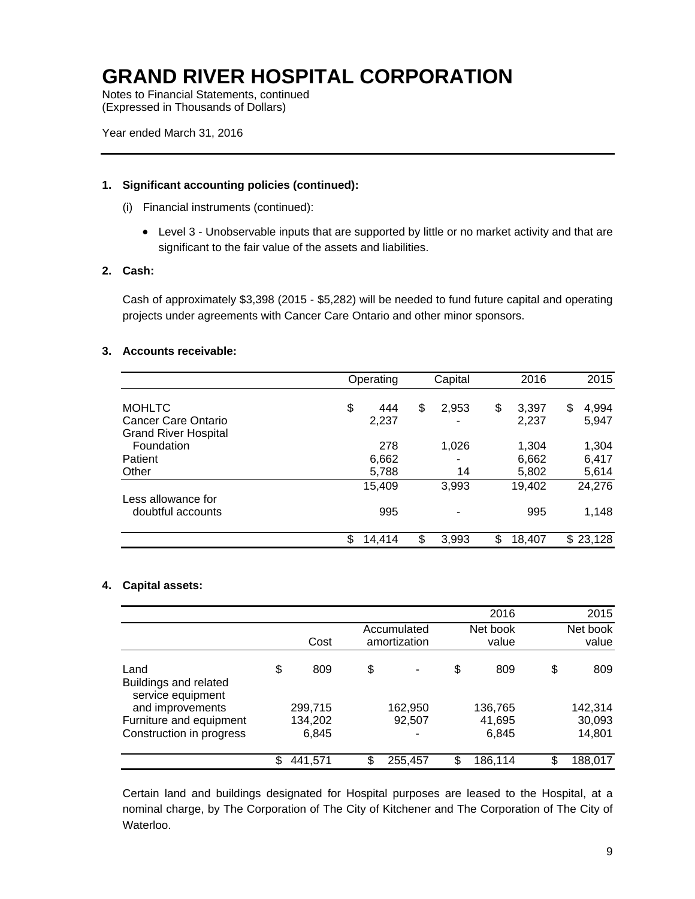# GRAND RIVER HOSPITAL CORPORATION

Notes to Financial Statements, continued
(Expressed in Thousands of Dollars)

Year ended March 31, 2016

**1. Significant accounting policies (continued):**

(i) Financial instruments (continued):

- Level 3 - Unobservable inputs that are supported by little or no market activity and that are significant to the fair value of the assets and liabilities.

**2. Cash:**

Cash of approximately $3,398 (2015 - $5,282) will be needed to fund future capital and operating projects under agreements with Cancer Care Ontario and other minor sponsors.

**3. Accounts receivable:**

| | Operating | Capital | 2016 | 2015 |
|---|---|---|---|---|
| MOHLTC | $ 444 | $ 2,953 | $ 3,397 | $ 4,994 |
| Cancer Care Ontario | 2,237 | - | 2,237 | 5,947 |
| Grand River Hospital Foundation | 278 | 1,026 | 1,304 | 1,304 |
| Patient | 6,662 | - | 6,662 | 6,417 |
| Other | 5,788 | 14 | 5,802 | 5,614 |
| | 15,409 | 3,993 | 19,402 | 24,276 |
| Less allowance for doubtful accounts | 995 | - | 995 | 1,148 |
| | $ 14,414 | $ 3,993 | $ 18,407 | $ 23,128 |

**4. Capital assets:**

| | | | 2016 | 2015 |
|---|---|---|---|---|
| | Cost | Accumulated amortization | Net book value | Net book value |
| Land | $ 809 | $ - | $ 809 | $ 809 |
| Buildings and related service equipment and improvements | 299,715 | 162,950 | 136,765 | 142,314 |
| Furniture and equipment | 134,202 | 92,507 | 41,695 | 30,093 |
| Construction in progress | 6,845 | - | 6,845 | 14,801 |
| | $ 441,571 | $ 255,457 | $ 186,114 | $ 188,017 |

Certain land and buildings designated for Hospital purposes are leased to the Hospital, at a nominal charge, by The Corporation of The City of Kitchener and The Corporation of The City of Waterloo.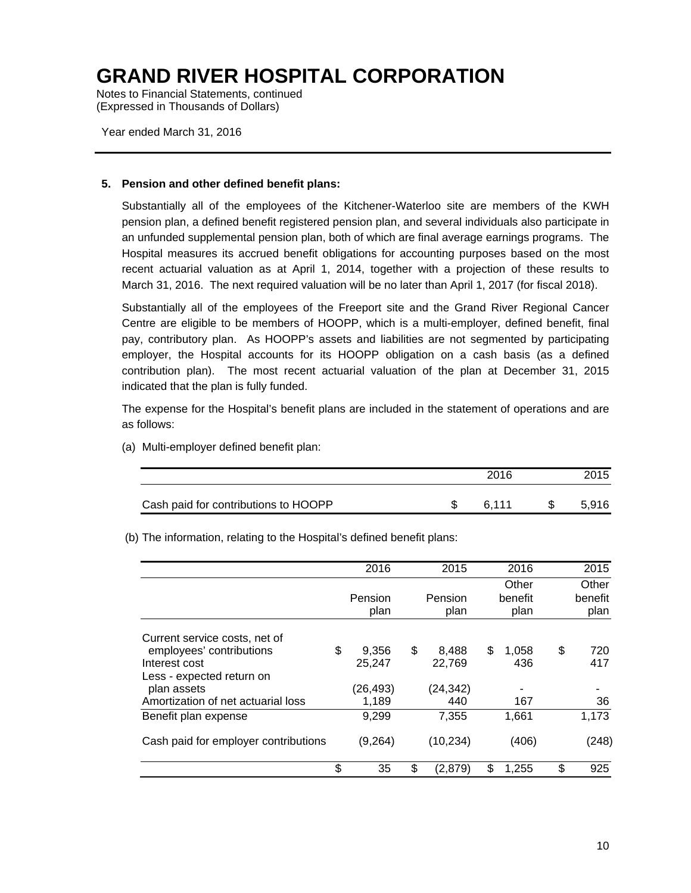# GRAND RIVER HOSPITAL CORPORATION

Notes to Financial Statements, continued
(Expressed in Thousands of Dollars)

Year ended March 31, 2016

**5. Pension and other defined benefit plans:**

Substantially all of the employees of the Kitchener-Waterloo site are members of the KWH pension plan, a defined benefit registered pension plan, and several individuals also participate in an unfunded supplemental pension plan, both of which are final average earnings programs. The Hospital measures its accrued benefit obligations for accounting purposes based on the most recent actuarial valuation as at April 1, 2014, together with a projection of these results to March 31, 2016. The next required valuation will be no later than April 1, 2017 (for fiscal 2018).

Substantially all of the employees of the Freeport site and the Grand River Regional Cancer Centre are eligible to be members of HOOPP, which is a multi-employer, defined benefit, final pay, contributory plan. As HOOPP's assets and liabilities are not segmented by participating employer, the Hospital accounts for its HOOPP obligation on a cash basis (as a defined contribution plan). The most recent actuarial valuation of the plan at December 31, 2015 indicated that the plan is fully funded.

The expense for the Hospital's benefit plans are included in the statement of operations and are as follows:

(a) Multi-employer defined benefit plan:

| | 2016 | 2015 |
|---|---|---|
| Cash paid for contributions to HOOPP | $ 6,111 | $ 5,916 |

(b) The information, relating to the Hospital's defined benefit plans:

| | 2016 | 2015 | 2016 | 2015 |
|---|---|---|---|---|
| | Pension plan | Pension plan | Other benefit plan | Other benefit plan |
| Current service costs, net of employees' contributions | $ 9,356 | $ 8,488 | $ 1,058 | $ 720 |
| Interest cost | 25,247 | 22,769 | 436 | 417 |
| Less - expected return on plan assets | (26,493) | (24,342) | - | - |
| Amortization of net actuarial loss | 1,189 | 440 | 167 | 36 |
| Benefit plan expense | 9,299 | 7,355 | 1,661 | 1,173 |
| Cash paid for employer contributions | (9,264) | (10,234) | (406) | (248) |
| | $ 35 | $ (2,879) | $ 1,255 | $ 925 |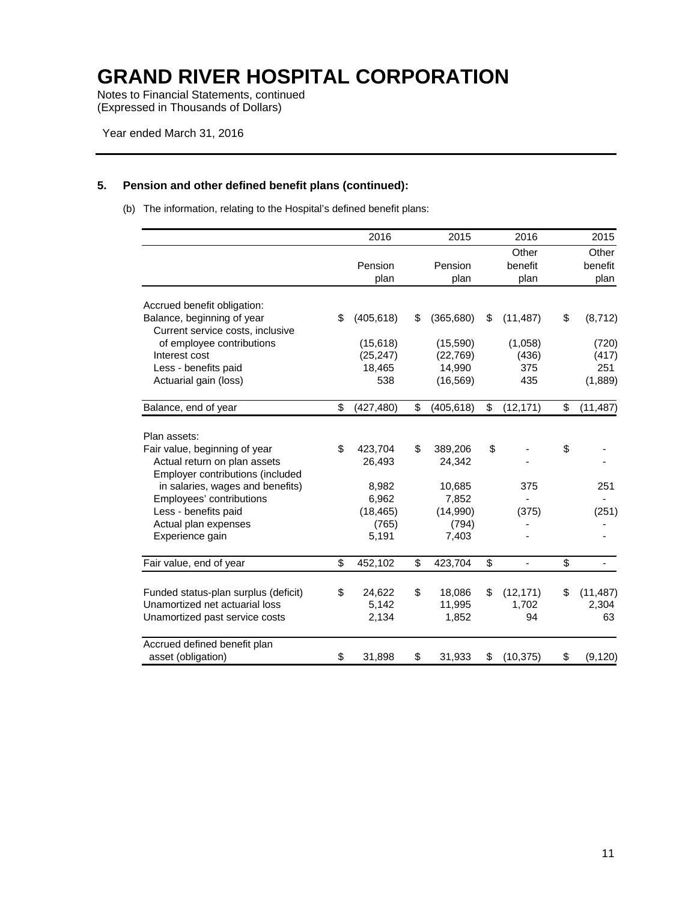# GRAND RIVER HOSPITAL CORPORATION

Notes to Financial Statements, continued
(Expressed in Thousands of Dollars)

Year ended March 31, 2016

## 5. Pension and other defined benefit plans (continued):

(b) The information, relating to the Hospital's defined benefit plans:

| | 2016 Pension plan | 2015 Pension plan | 2016 Other benefit plan | 2015 Other benefit plan |
|---|---|---|---|---|
| Accrued benefit obligation: | | | | |
| Balance, beginning of year | $ (405,618) | $ (365,680) | $ (11,487) | $ (8,712) |
| Current service costs, inclusive of employee contributions | (15,618) | (15,590) | (1,058) | (720) |
| Interest cost | (25,247) | (22,769) | (436) | (417) |
| Less - benefits paid | 18,465 | 14,990 | 375 | 251 |
| Actuarial gain (loss) | 538 | (16,569) | 435 | (1,889) |
| Balance, end of year | $ (427,480) | $ (405,618) | $ (12,171) | $ (11,487) |
| Plan assets: | | | | |
| Fair value, beginning of year | $ 423,704 | $ 389,206 | $ - | $ - |
| Actual return on plan assets | 26,493 | 24,342 | - | - |
| Employer contributions (included in salaries, wages and benefits) | 8,982 | 10,685 | 375 | 251 |
| Employees' contributions | 6,962 | 7,852 | - | - |
| Less - benefits paid | (18,465) | (14,990) | (375) | (251) |
| Actual plan expenses | (765) | (794) | - | - |
| Experience gain | 5,191 | 7,403 | - | - |
| Fair value, end of year | $ 452,102 | $ 423,704 | $ - | $ - |
| Funded status-plan surplus (deficit) | $ 24,622 | $ 18,086 | $ (12,171) | $ (11,487) |
| Unamortized net actuarial loss | 5,142 | 11,995 | 1,702 | 2,304 |
| Unamortized past service costs | 2,134 | 1,852 | 94 | 63 |
| Accrued defined benefit plan asset (obligation) | $ 31,898 | $ 31,933 | $ (10,375) | $ (9,120) |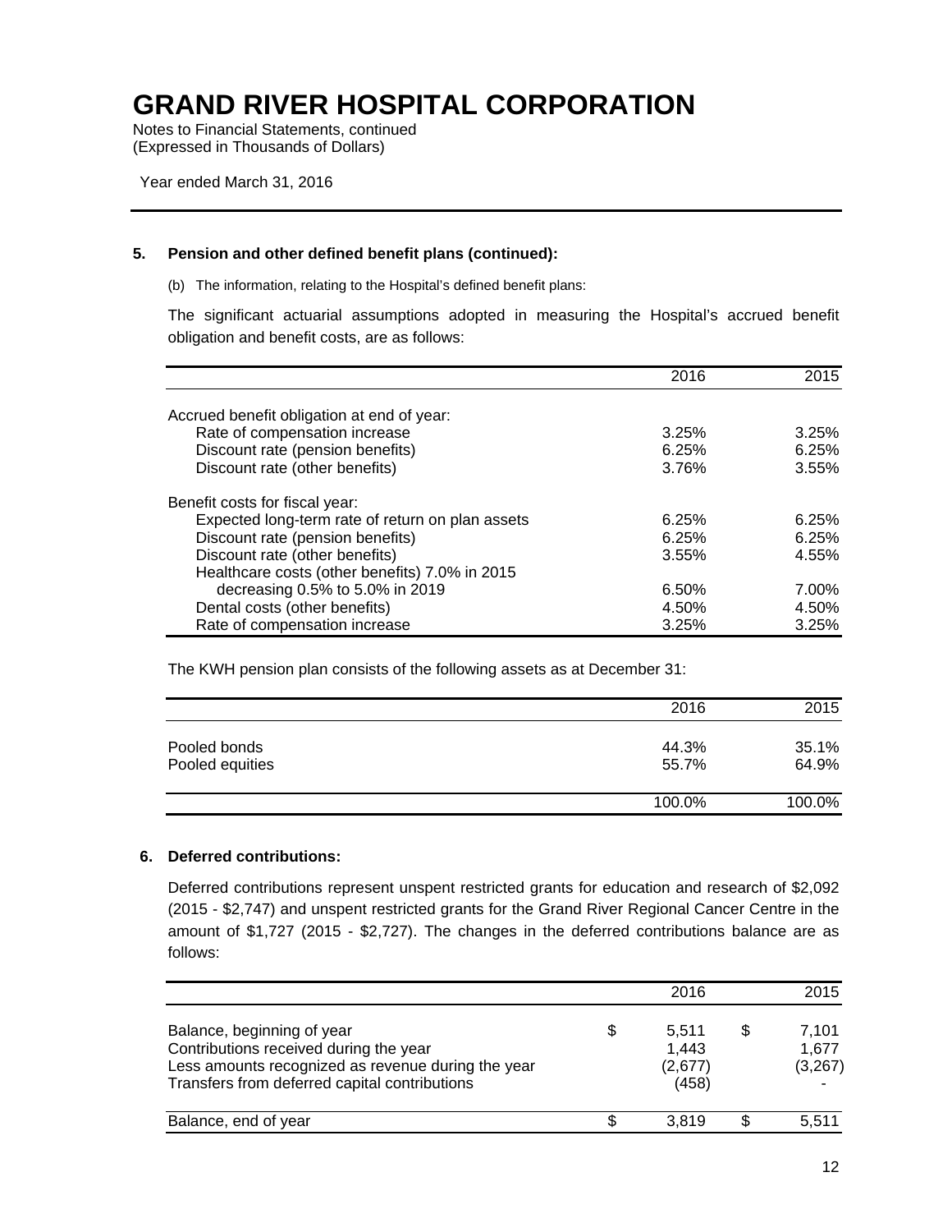# GRAND RIVER HOSPITAL CORPORATION

Notes to Financial Statements, continued
(Expressed in Thousands of Dollars)

Year ended March 31, 2016

---

**5. Pension and other defined benefit plans (continued):**

(b) The information, relating to the Hospital's defined benefit plans:

The significant actuarial assumptions adopted in measuring the Hospital's accrued benefit obligation and benefit costs, are as follows:

| | 2016 | 2015 |
|---|---|---|
| Accrued benefit obligation at end of year: | | |
| Rate of compensation increase | 3.25% | 3.25% |
| Discount rate (pension benefits) | 6.25% | 6.25% |
| Discount rate (other benefits) | 3.76% | 3.55% |
| Benefit costs for fiscal year: | | |
| Expected long-term rate of return on plan assets | 6.25% | 6.25% |
| Discount rate (pension benefits) | 6.25% | 6.25% |
| Discount rate (other benefits) | 3.55% | 4.55% |
| Healthcare costs (other benefits) 7.0% in 2015 decreasing 0.5% to 5.0% in 2019 | 6.50% | 7.00% |
| Dental costs (other benefits) | 4.50% | 4.50% |
| Rate of compensation increase | 3.25% | 3.25% |

The KWH pension plan consists of the following assets as at December 31:

| | 2016 | 2015 |
|---|---|---|
| Pooled bonds | 44.3% | 35.1% |
| Pooled equities | 55.7% | 64.9% |
| | 100.0% | 100.0% |

**6. Deferred contributions:**

Deferred contributions represent unspent restricted grants for education and research of $2,092 (2015 - $2,747) and unspent restricted grants for the Grand River Regional Cancer Centre in the amount of $1,727 (2015 - $2,727). The changes in the deferred contributions balance are as follows:

| | 2016 | 2015 |
|---|---|---|
| Balance, beginning of year | $ 5,511 | $ 7,101 |
| Contributions received during the year | 1,443 | 1,677 |
| Less amounts recognized as revenue during the year | (2,677) | (3,267) |
| Transfers from deferred capital contributions | (458) | - |
| Balance, end of year | $ 3,819 | $ 5,511 |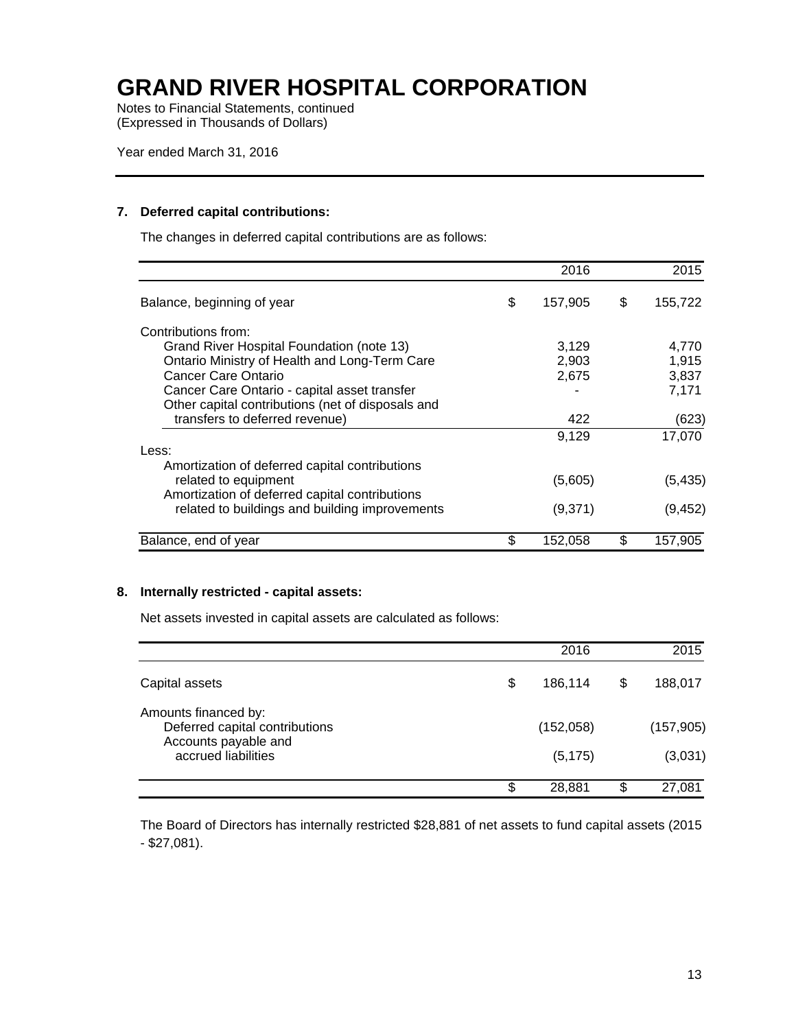# GRAND RIVER HOSPITAL CORPORATION

Notes to Financial Statements, continued
(Expressed in Thousands of Dollars)

Year ended March 31, 2016

**7. Deferred capital contributions:**

The changes in deferred capital contributions are as follows:

| | 2016 | 2015 |
|---|---|---|
| Balance, beginning of year | $ 157,905 | $ 155,722 |
| Contributions from: | | |
| Grand River Hospital Foundation (note 13) | 3,129 | 4,770 |
| Ontario Ministry of Health and Long-Term Care | 2,903 | 1,915 |
| Cancer Care Ontario | 2,675 | 3,837 |
| Cancer Care Ontario - capital asset transfer | - | 7,171 |
| Other capital contributions (net of disposals and transfers to deferred revenue) | 422 | (623) |
| | 9,129 | 17,070 |
| Less: | | |
| Amortization of deferred capital contributions related to equipment | (5,605) | (5,435) |
| Amortization of deferred capital contributions related to buildings and building improvements | (9,371) | (9,452) |
| Balance, end of year | $ 152,058 | $ 157,905 |

**8. Internally restricted - capital assets:**

Net assets invested in capital assets are calculated as follows:

| | 2016 | 2015 |
|---|---|---|
| Capital assets | $ 186,114 | $ 188,017 |
| Amounts financed by: | | |
| Deferred capital contributions | (152,058) | (157,905) |
| Accounts payable and accrued liabilities | (5,175) | (3,031) |
| | $ 28,881 | $ 27,081 |

The Board of Directors has internally restricted $28,881 of net assets to fund capital assets (2015 - $27,081).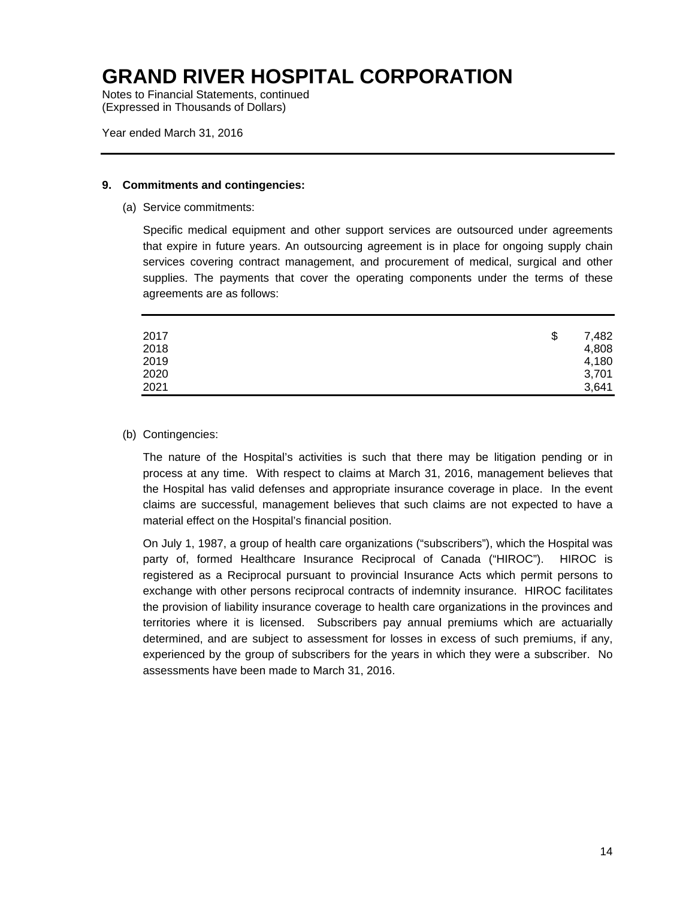# GRAND RIVER HOSPITAL CORPORATION

Notes to Financial Statements, continued
(Expressed in Thousands of Dollars)

Year ended March 31, 2016

## 9. Commitments and contingencies:

(a) Service commitments:

Specific medical equipment and other support services are outsourced under agreements that expire in future years. An outsourcing agreement is in place for ongoing supply chain services covering contract management, and procurement of medical, surgical and other supplies. The payments that cover the operating components under the terms of these agreements are as follows:

| | |
|---|---|
| 2017 | $ 7,482 |
| 2018 | 4,808 |
| 2019 | 4,180 |
| 2020 | 3,701 |
| 2021 | 3,641 |

(b) Contingencies:

The nature of the Hospital's activities is such that there may be litigation pending or in process at any time. With respect to claims at March 31, 2016, management believes that the Hospital has valid defenses and appropriate insurance coverage in place. In the event claims are successful, management believes that such claims are not expected to have a material effect on the Hospital's financial position.

On July 1, 1987, a group of health care organizations ("subscribers"), which the Hospital was party of, formed Healthcare Insurance Reciprocal of Canada ("HIROC"). HIROC is registered as a Reciprocal pursuant to provincial Insurance Acts which permit persons to exchange with other persons reciprocal contracts of indemnity insurance. HIROC facilitates the provision of liability insurance coverage to health care organizations in the provinces and territories where it is licensed. Subscribers pay annual premiums which are actuarially determined, and are subject to assessment for losses in excess of such premiums, if any, experienced by the group of subscribers for the years in which they were a subscriber. No assessments have been made to March 31, 2016.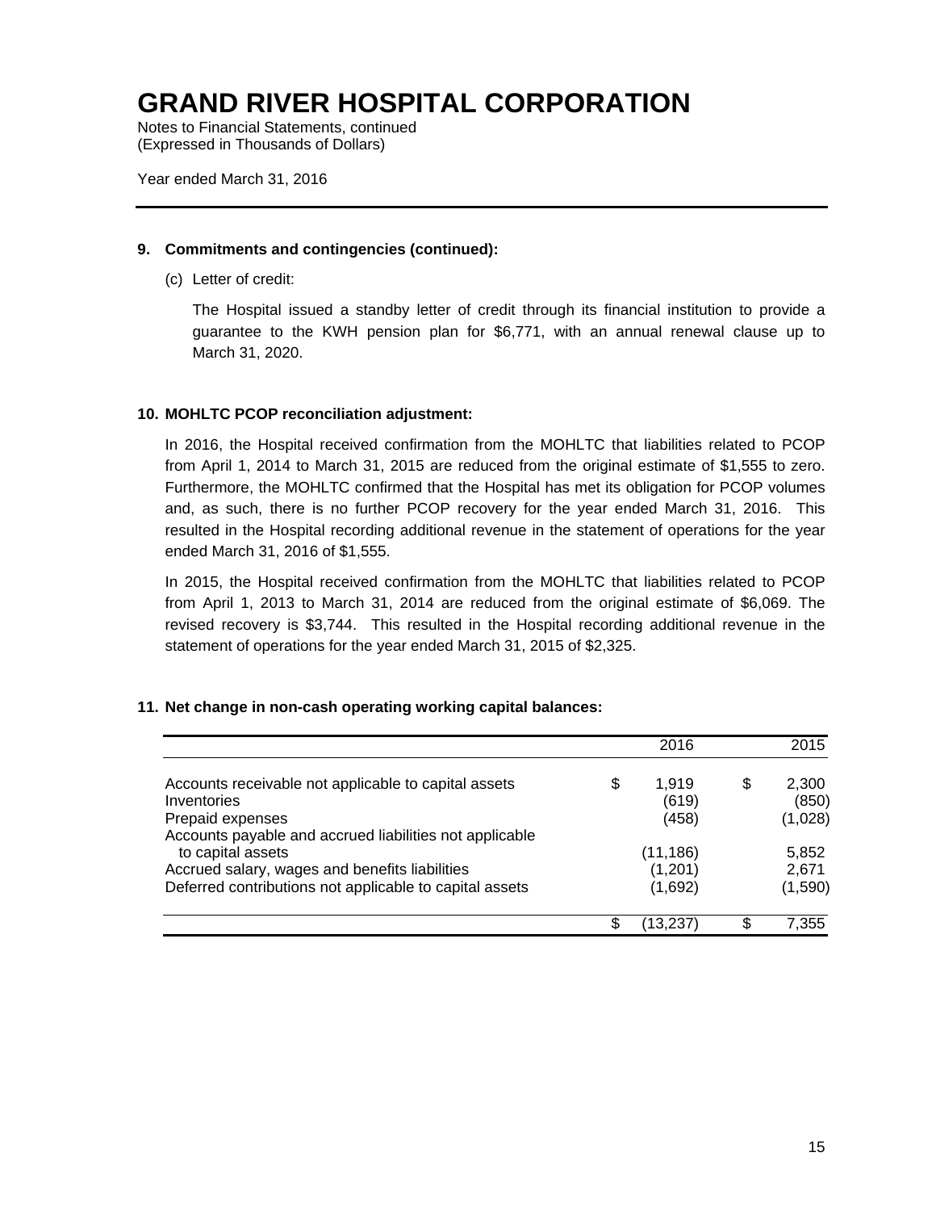# GRAND RIVER HOSPITAL CORPORATION

Notes to Financial Statements, continued
(Expressed in Thousands of Dollars)

Year ended March 31, 2016

---

**9. Commitments and contingencies (continued):**

(c) Letter of credit:

The Hospital issued a standby letter of credit through its financial institution to provide a guarantee to the KWH pension plan for $6,771, with an annual renewal clause up to March 31, 2020.

**10. MOHLTC PCOP reconciliation adjustment:**

In 2016, the Hospital received confirmation from the MOHLTC that liabilities related to PCOP from April 1, 2014 to March 31, 2015 are reduced from the original estimate of $1,555 to zero. Furthermore, the MOHLTC confirmed that the Hospital has met its obligation for PCOP volumes and, as such, there is no further PCOP recovery for the year ended March 31, 2016. This resulted in the Hospital recording additional revenue in the statement of operations for the year ended March 31, 2016 of $1,555.

In 2015, the Hospital received confirmation from the MOHLTC that liabilities related to PCOP from April 1, 2013 to March 31, 2014 are reduced from the original estimate of $6,069. The revised recovery is $3,744. This resulted in the Hospital recording additional revenue in the statement of operations for the year ended March 31, 2015 of $2,325.

**11. Net change in non-cash operating working capital balances:**

| | 2016 | 2015 |
|---|---|---|
| Accounts receivable not applicable to capital assets | $ 1,919 | $ 2,300 |
| Inventories | (619) | (850) |
| Prepaid expenses | (458) | (1,028) |
| Accounts payable and accrued liabilities not applicable to capital assets | (11,186) | 5,852 |
| Accrued salary, wages and benefits liabilities | (1,201) | 2,671 |
| Deferred contributions not applicable to capital assets | (1,692) | (1,590) |
| | $ (13,237) | $ 7,355 |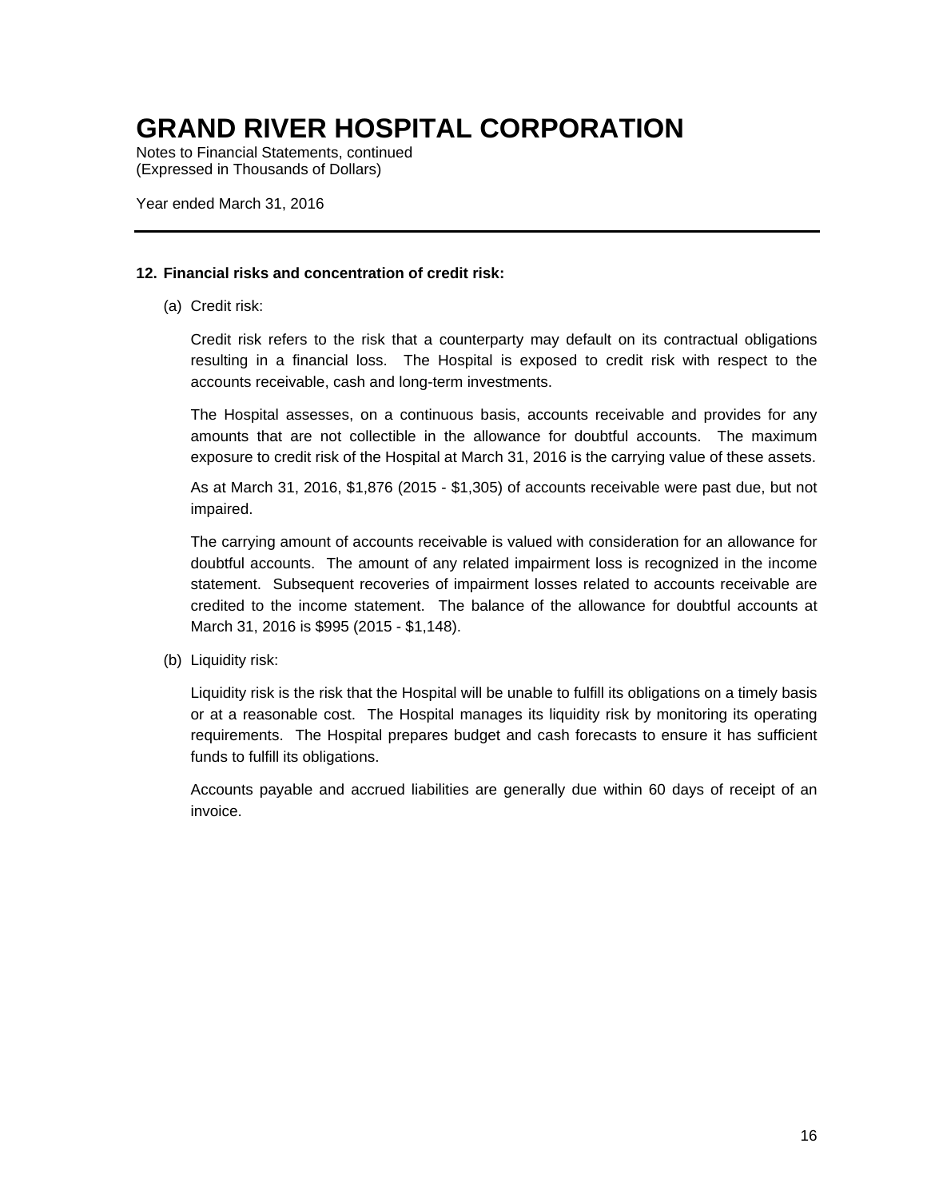# GRAND RIVER HOSPITAL CORPORATION

Notes to Financial Statements, continued
(Expressed in Thousands of Dollars)

Year ended March 31, 2016

---

**12. Financial risks and concentration of credit risk:**

(a) Credit risk:

Credit risk refers to the risk that a counterparty may default on its contractual obligations resulting in a financial loss. The Hospital is exposed to credit risk with respect to the accounts receivable, cash and long-term investments.

The Hospital assesses, on a continuous basis, accounts receivable and provides for any amounts that are not collectible in the allowance for doubtful accounts. The maximum exposure to credit risk of the Hospital at March 31, 2016 is the carrying value of these assets.

As at March 31, 2016, $1,876 (2015 - $1,305) of accounts receivable were past due, but not impaired.

The carrying amount of accounts receivable is valued with consideration for an allowance for doubtful accounts. The amount of any related impairment loss is recognized in the income statement. Subsequent recoveries of impairment losses related to accounts receivable are credited to the income statement. The balance of the allowance for doubtful accounts at March 31, 2016 is $995 (2015 - $1,148).

(b) Liquidity risk:

Liquidity risk is the risk that the Hospital will be unable to fulfill its obligations on a timely basis or at a reasonable cost. The Hospital manages its liquidity risk by monitoring its operating requirements. The Hospital prepares budget and cash forecasts to ensure it has sufficient funds to fulfill its obligations.

Accounts payable and accrued liabilities are generally due within 60 days of receipt of an invoice.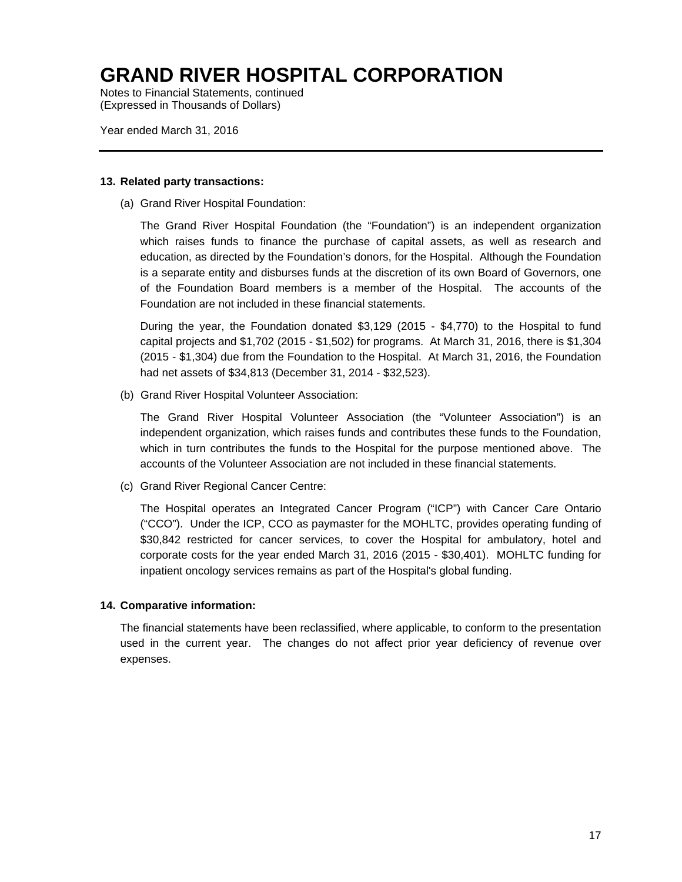# GRAND RIVER HOSPITAL CORPORATION

Notes to Financial Statements, continued
(Expressed in Thousands of Dollars)

Year ended March 31, 2016

---

### 13. Related party transactions:

(a) Grand River Hospital Foundation:

The Grand River Hospital Foundation (the "Foundation") is an independent organization which raises funds to finance the purchase of capital assets, as well as research and education, as directed by the Foundation's donors, for the Hospital. Although the Foundation is a separate entity and disburses funds at the discretion of its own Board of Governors, one of the Foundation Board members is a member of the Hospital. The accounts of the Foundation are not included in these financial statements.

During the year, the Foundation donated $3,129 (2015 - $4,770) to the Hospital to fund capital projects and $1,702 (2015 - $1,502) for programs. At March 31, 2016, there is $1,304 (2015 - $1,304) due from the Foundation to the Hospital. At March 31, 2016, the Foundation had net assets of $34,813 (December 31, 2014 - $32,523).

(b) Grand River Hospital Volunteer Association:

The Grand River Hospital Volunteer Association (the "Volunteer Association") is an independent organization, which raises funds and contributes these funds to the Foundation, which in turn contributes the funds to the Hospital for the purpose mentioned above. The accounts of the Volunteer Association are not included in these financial statements.

(c) Grand River Regional Cancer Centre:

The Hospital operates an Integrated Cancer Program ("ICP") with Cancer Care Ontario ("CCO"). Under the ICP, CCO as paymaster for the MOHLTC, provides operating funding of $30,842 restricted for cancer services, to cover the Hospital for ambulatory, hotel and corporate costs for the year ended March 31, 2016 (2015 - $30,401). MOHLTC funding for inpatient oncology services remains as part of the Hospital's global funding.

### 14. Comparative information:

The financial statements have been reclassified, where applicable, to conform to the presentation used in the current year. The changes do not affect prior year deficiency of revenue over expenses.